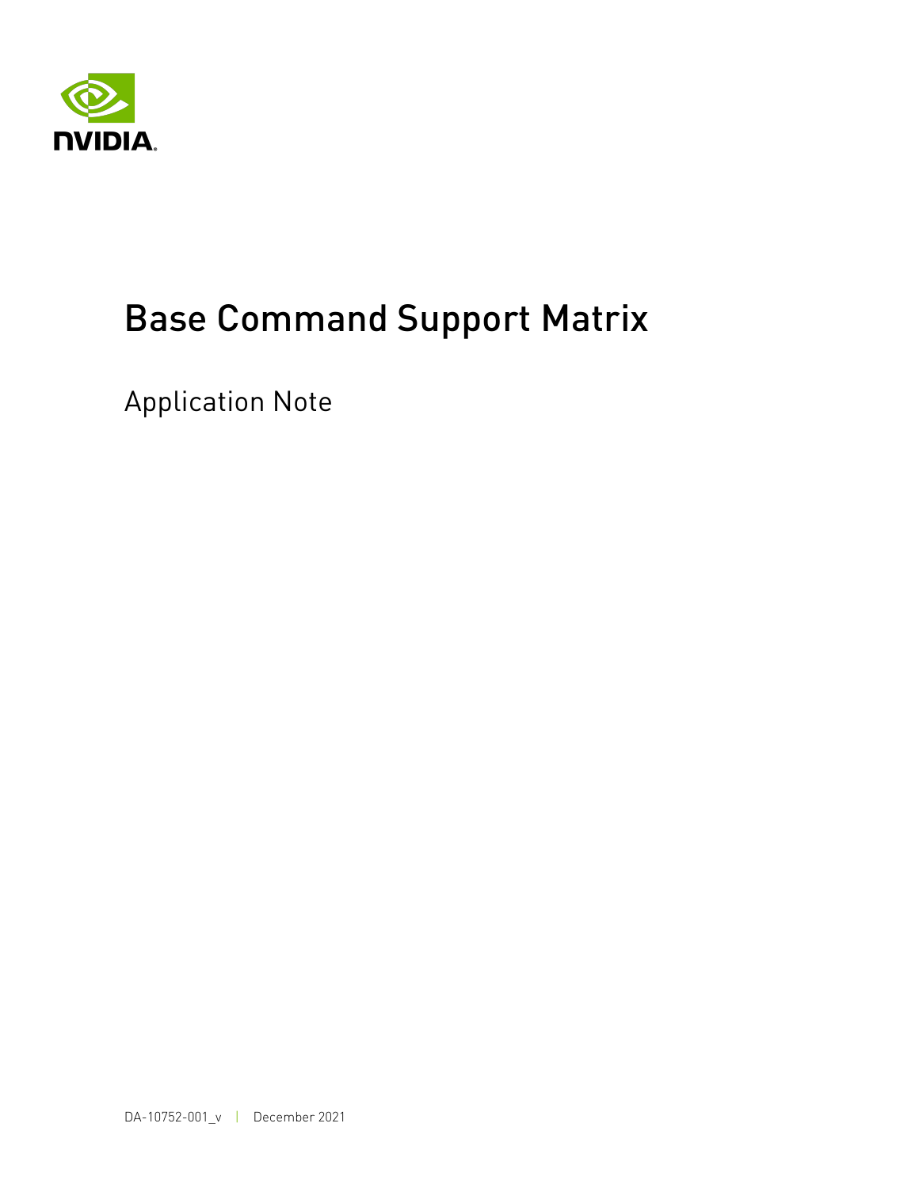# Base Command Support Matrix

## Application Note

DA-10752-001_v | December 2021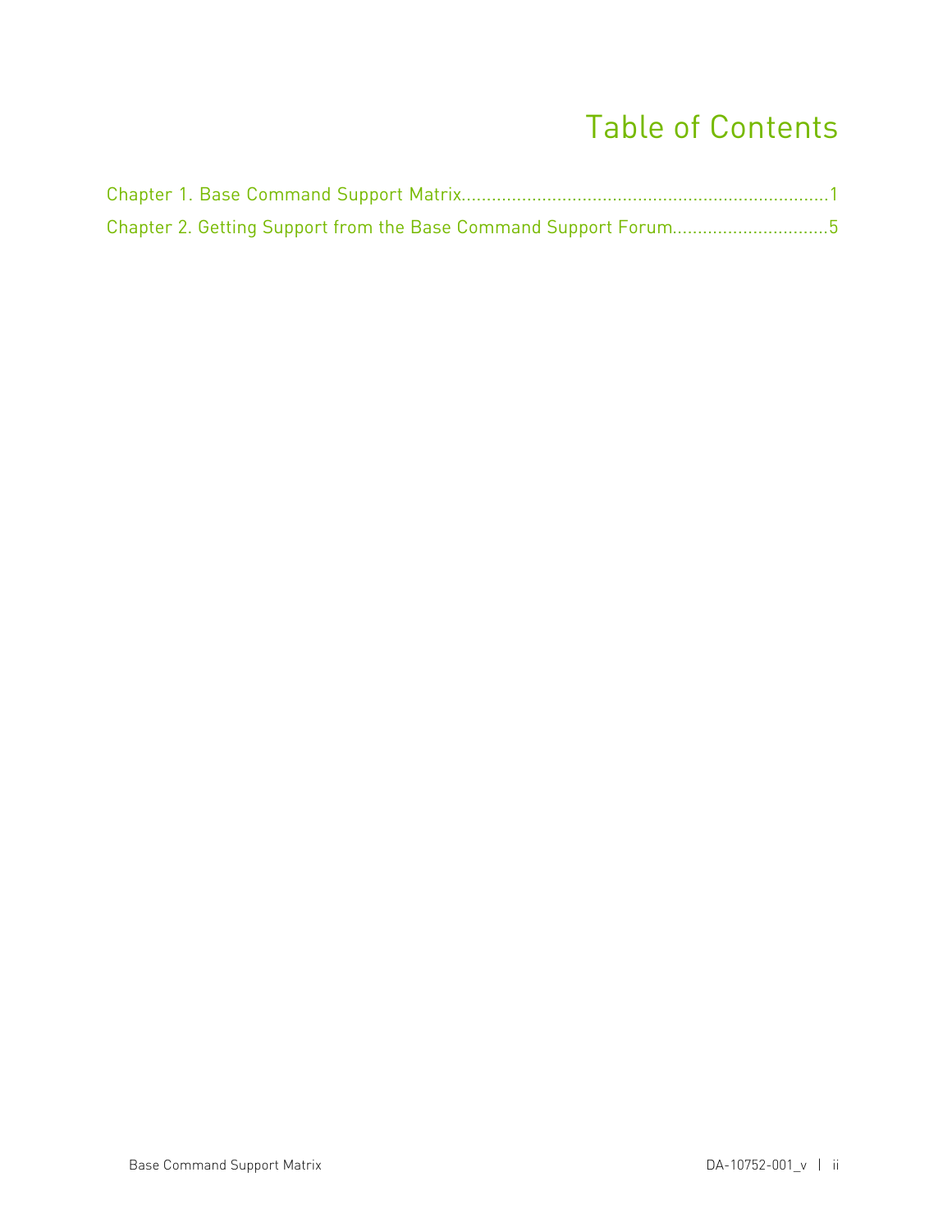# Table of Contents

Chapter 1. Base Command Support Matrix........................................................................1

Chapter 2. Getting Support from the Base Command Support Forum..............................5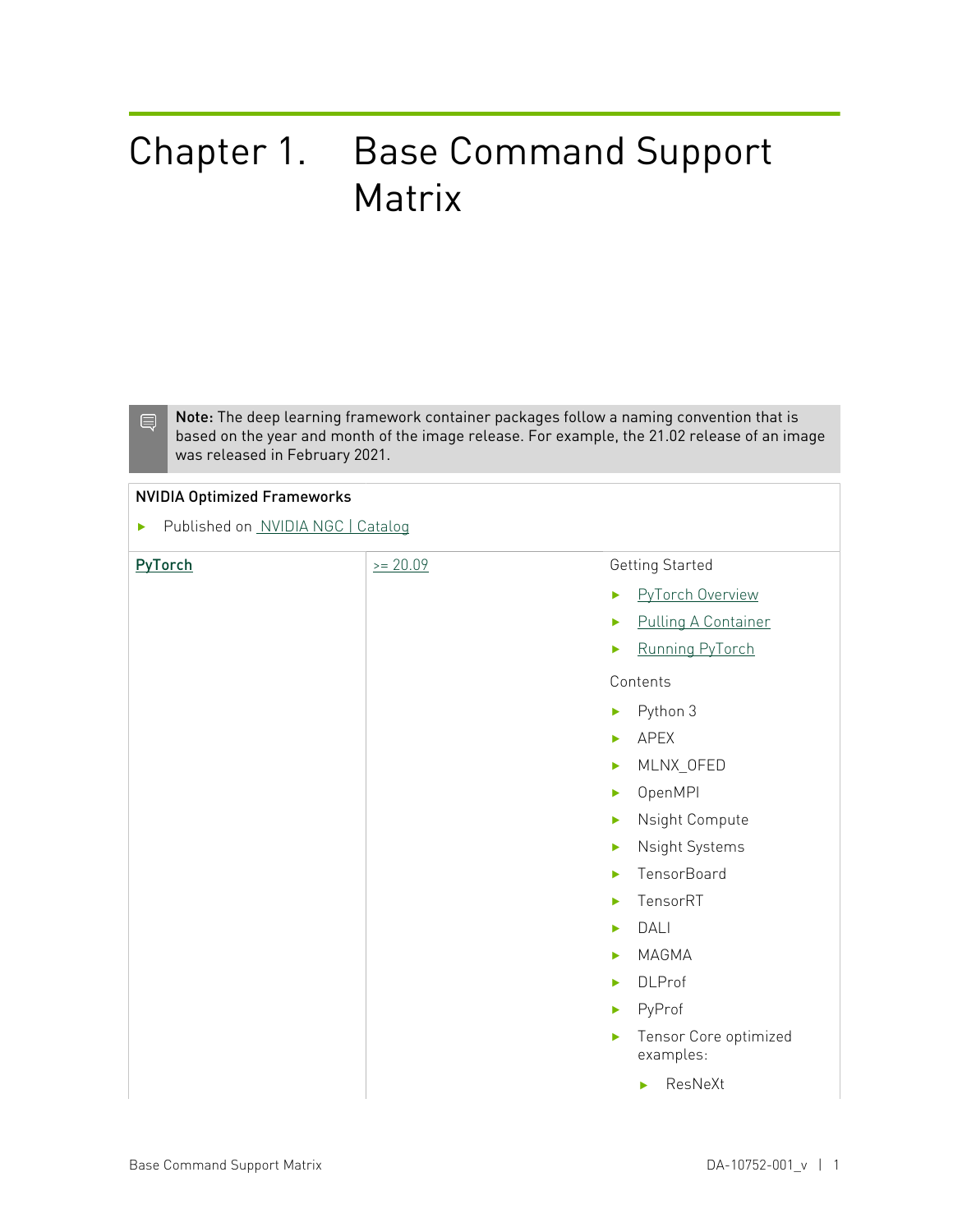# Chapter 1. Base Command Support Matrix

> **Note:** The deep learning framework container packages follow a naming convention that is based on the year and month of the image release. For example, the 21.02 release of an image was released in February 2021.

| NVIDIA Optimized Frameworks<br>▶ Published on NVIDIA NGC \| Catalog | | |
|---|---|---|
| **PyTorch** | >= 20.09 | Getting Started<br>▶ PyTorch Overview<br>▶ Pulling A Container<br>▶ Running PyTorch<br><br>Contents<br>▶ Python 3<br>▶ APEX<br>▶ MLNX_OFED<br>▶ OpenMPI<br>▶ Nsight Compute<br>▶ Nsight Systems<br>▶ TensorBoard<br>▶ TensorRT<br>▶ DALI<br>▶ MAGMA<br>▶ DLProf<br>▶ PyProf<br>▶ Tensor Core optimized examples:<br>&nbsp;&nbsp;&nbsp;&nbsp;▶ ResNeXt |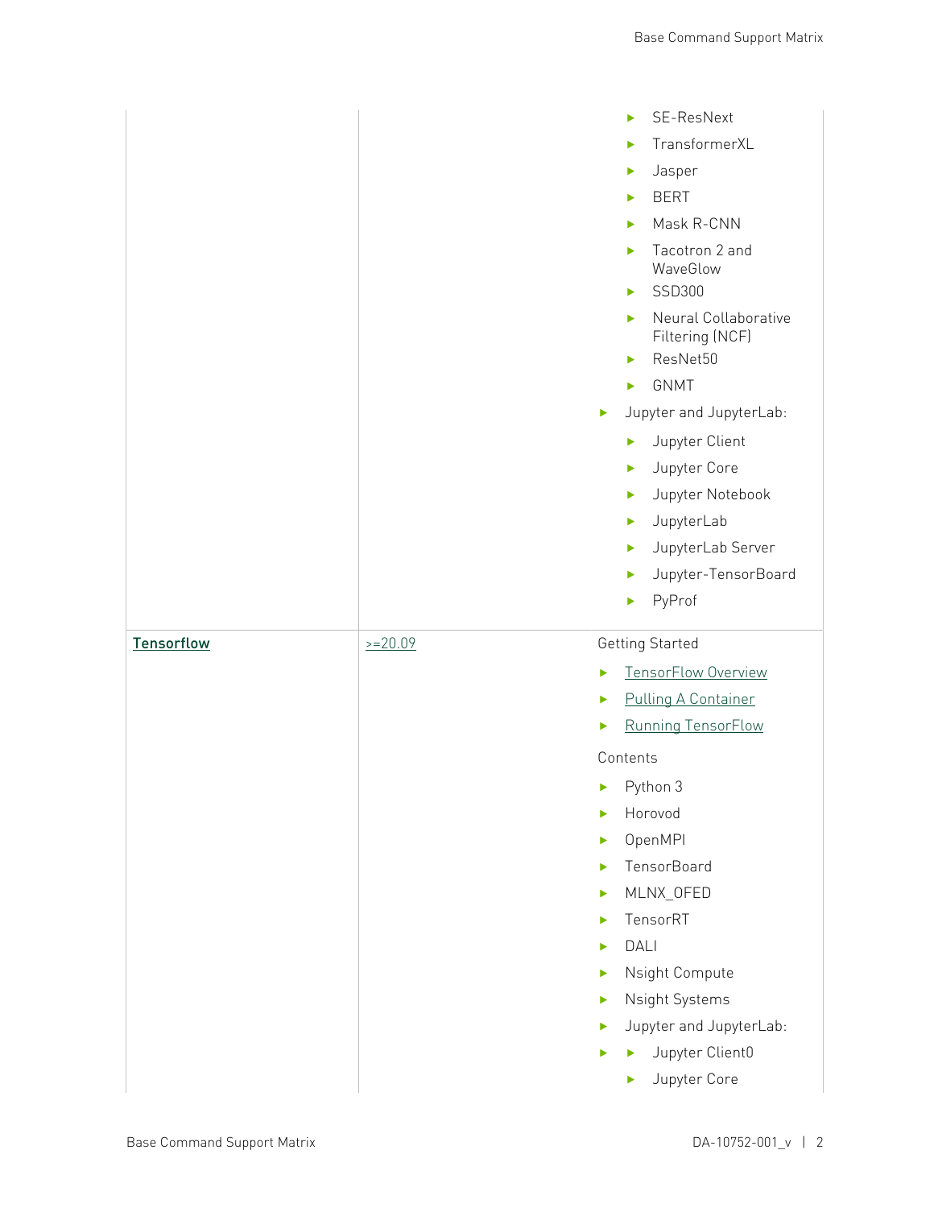| | | |
|---|---|---|
| | | ▶ SE-ResNext<br>▶ TransformerXL<br>▶ Jasper<br>▶ BERT<br>▶ Mask R-CNN<br>▶ Tacotron 2 and WaveGlow<br>▶ SSD300<br>▶ Neural Collaborative Filtering (NCF)<br>▶ ResNet50<br>▶ GNMT<br>▶ Jupyter and JupyterLab:<br>&nbsp;&nbsp;▶ Jupyter Client<br>&nbsp;&nbsp;▶ Jupyter Core<br>&nbsp;&nbsp;▶ Jupyter Notebook<br>&nbsp;&nbsp;▶ JupyterLab<br>&nbsp;&nbsp;▶ JupyterLab Server<br>&nbsp;&nbsp;▶ Jupyter-TensorBoard<br>&nbsp;&nbsp;▶ PyProf |
| **Tensorflow** | >=20.09 | Getting Started<br>▶ TensorFlow Overview<br>▶ Pulling A Container<br>▶ Running TensorFlow<br>Contents<br>▶ Python 3<br>▶ Horovod<br>▶ OpenMPI<br>▶ TensorBoard<br>▶ MLNX_OFED<br>▶ TensorRT<br>▶ DALI<br>▶ Nsight Compute<br>▶ Nsight Systems<br>▶ Jupyter and JupyterLab:<br>▶ ▶ Jupyter Client0<br>&nbsp;&nbsp;▶ Jupyter Core |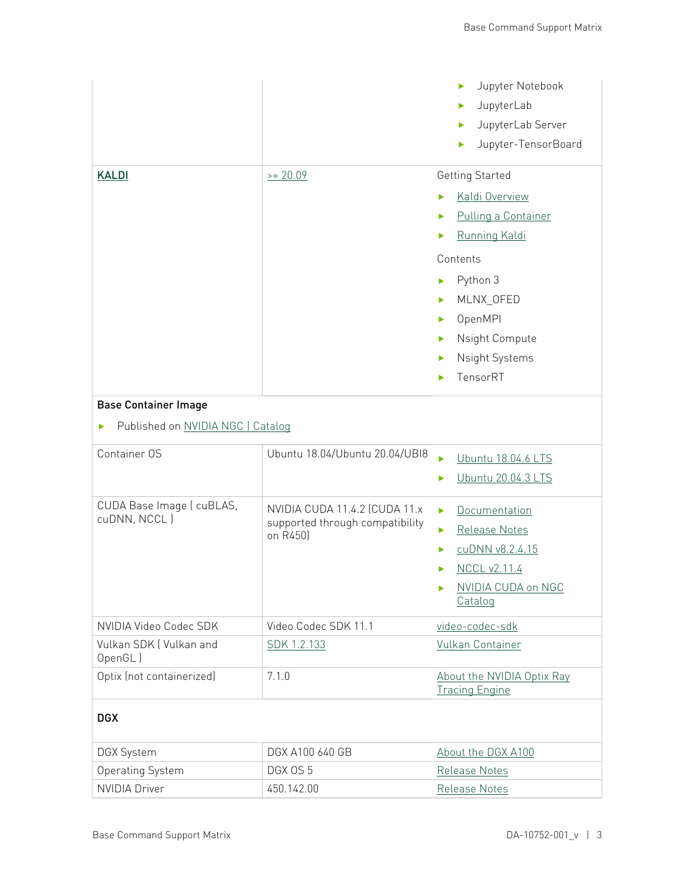| | | |
|---|---|---|
| | | ▶ Jupyter Notebook<br>▶ JupyterLab<br>▶ JupyterLab Server<br>▶ Jupyter-TensorBoard |
| **KALDI** | >= 20.09 | Getting Started<br>▶ Kaldi Overview<br>▶ Pulling a Container<br>▶ Running Kaldi<br>Contents<br>▶ Python 3<br>▶ MLNX_OFED<br>▶ OpenMPI<br>▶ Nsight Compute<br>▶ Nsight Systems<br>▶ TensorRT |
| **Base Container Image**<br>▶ Published on NVIDIA NGC \| Catalog | | |
| Container OS | Ubuntu 18.04/Ubuntu 20.04/UBI8 | ▶ Ubuntu 18.04.6 LTS<br>▶ Ubuntu 20.04.3 LTS |
| CUDA Base Image ( cuBLAS, cuDNN, NCCL ) | NVIDIA CUDA 11.4.2 (CUDA 11.x supported through compatibility on R450) | ▶ Documentation<br>▶ Release Notes<br>▶ cuDNN v8.2.4.15<br>▶ NCCL v2.11.4<br>▶ NVIDIA CUDA on NGC Catalog |
| NVIDIA Video Codec SDK | Video Codec SDK 11.1 | video-codec-sdk |
| Vulkan SDK ( Vulkan and OpenGL ) | SDK 1.2.133 | Vulkan Container |
| Optix (not containerized) | 7.1.0 | About the NVIDIA Optix Ray Tracing Engine |
| **DGX** | | |
| DGX System | DGX A100 640 GB | About the DGX A100 |
| Operating System | DGX OS 5 | Release Notes |
| NVIDIA Driver | 450.142.00 | Release Notes |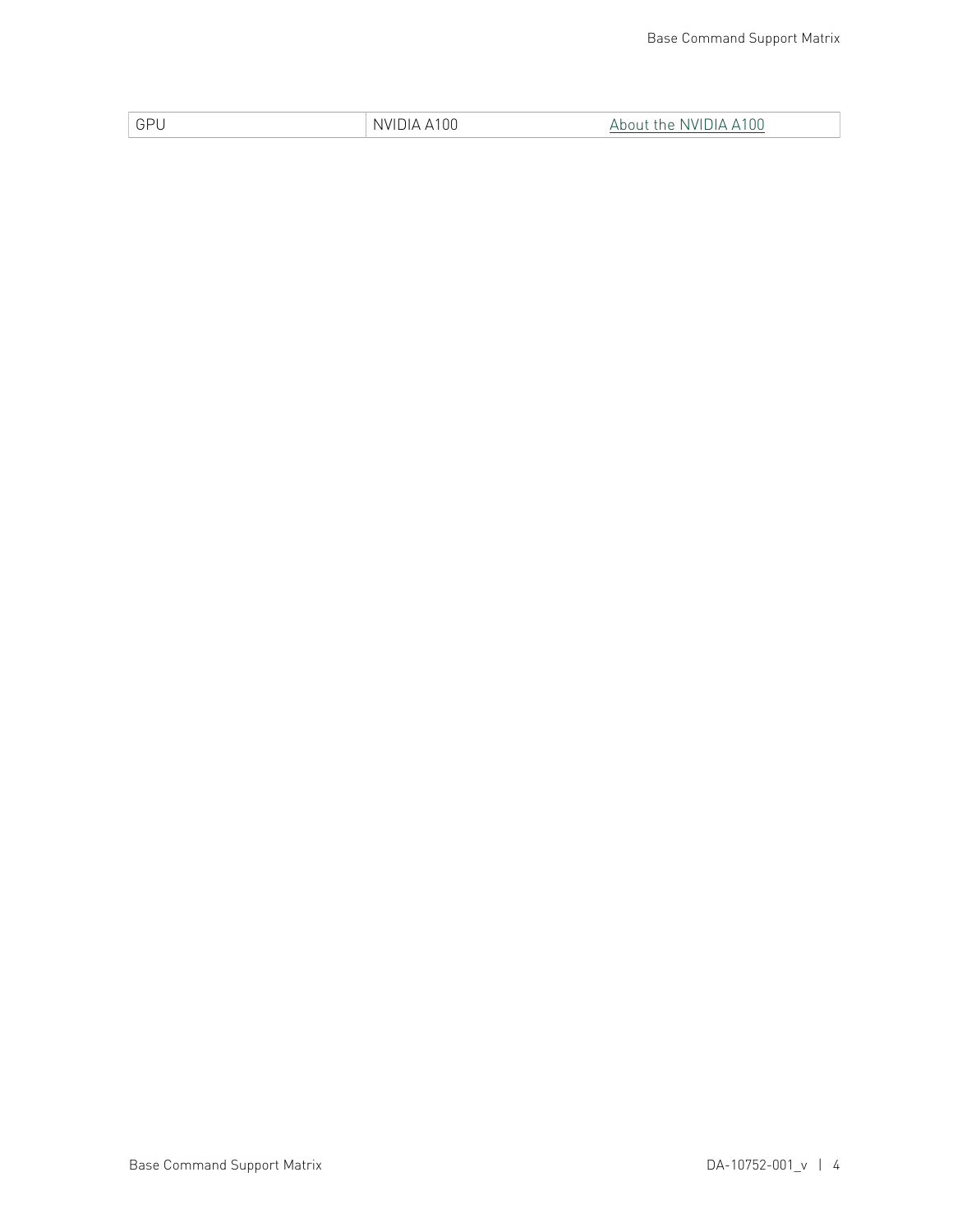| | | |
|---|---|---|
| GPU | NVIDIA A100 | About the NVIDIA A100 |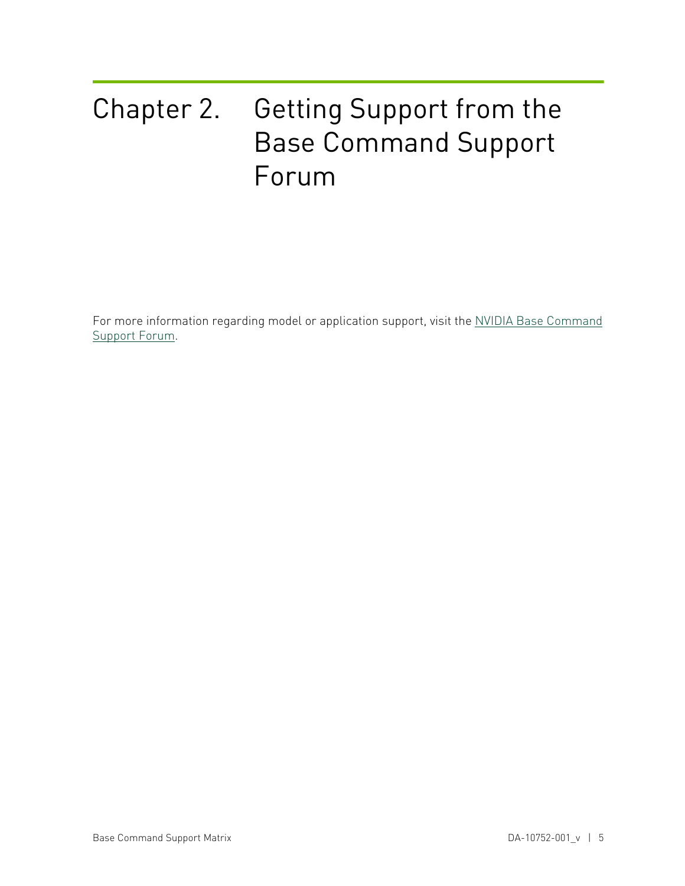# Chapter 2. Getting Support from the Base Command Support Forum

For more information regarding model or application support, visit the NVIDIA Base Command Support Forum.